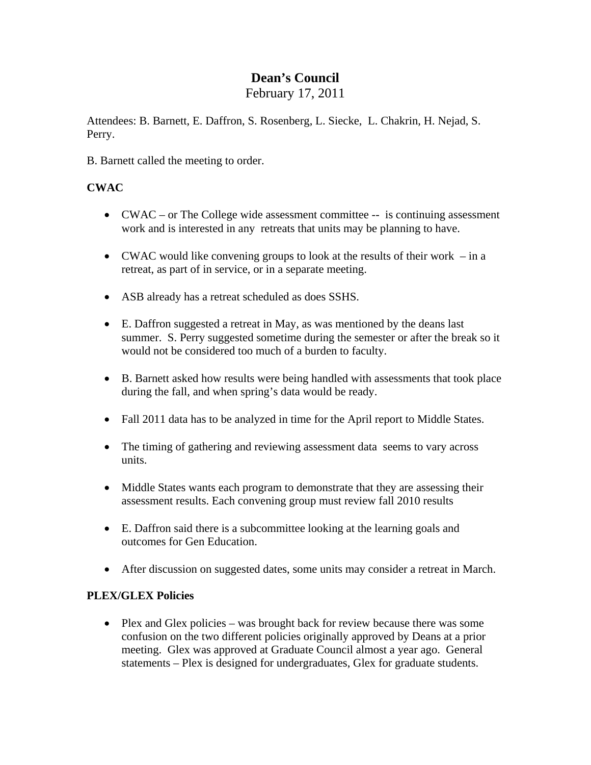# Dean's Council

February 17, 2011

Attendees: B. Barnett, E. Daffron, S. Rosenberg, L. Siecke, L. Chakrin, H. Nejad, S. Perry.

B. Barnett called the meeting to order.

**CWAC**

- CWAC – or The College wide assessment committee -- is continuing assessment work and is interested in any retreats that units may be planning to have.
- CWAC would like convening groups to look at the results of their work – in a retreat, as part of in service, or in a separate meeting.
- ASB already has a retreat scheduled as does SSHS.
- E. Daffron suggested a retreat in May, as was mentioned by the deans last summer. S. Perry suggested sometime during the semester or after the break so it would not be considered too much of a burden to faculty.
- B. Barnett asked how results were being handled with assessments that took place during the fall, and when spring's data would be ready.
- Fall 2011 data has to be analyzed in time for the April report to Middle States.
- The timing of gathering and reviewing assessment data seems to vary across units.
- Middle States wants each program to demonstrate that they are assessing their assessment results. Each convening group must review fall 2010 results
- E. Daffron said there is a subcommittee looking at the learning goals and outcomes for Gen Education.
- After discussion on suggested dates, some units may consider a retreat in March.

**PLEX/GLEX Policies**

- Plex and Glex policies – was brought back for review because there was some confusion on the two different policies originally approved by Deans at a prior meeting. Glex was approved at Graduate Council almost a year ago. General statements – Plex is designed for undergraduates, Glex for graduate students.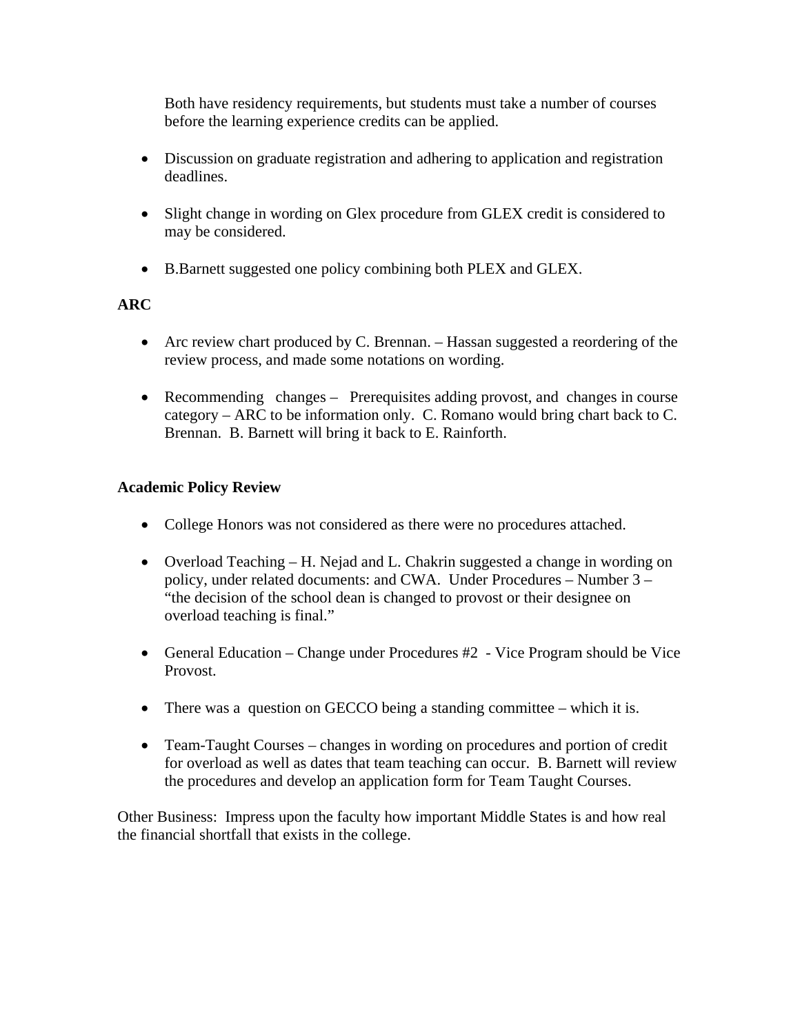Both have residency requirements, but students must take a number of courses before the learning experience credits can be applied.

- Discussion on graduate registration and adhering to application and registration deadlines.

- Slight change in wording on Glex procedure from GLEX credit is considered to may be considered.

- B.Barnett suggested one policy combining both PLEX and GLEX.

**ARC**

- Arc review chart produced by C. Brennan. – Hassan suggested a reordering of the review process, and made some notations on wording.

- Recommending changes – Prerequisites adding provost, and changes in course category – ARC to be information only. C. Romano would bring chart back to C. Brennan. B. Barnett will bring it back to E. Rainforth.

**Academic Policy Review**

- College Honors was not considered as there were no procedures attached.

- Overload Teaching – H. Nejad and L. Chakrin suggested a change in wording on policy, under related documents: and CWA. Under Procedures – Number 3 – "the decision of the school dean is changed to provost or their designee on overload teaching is final."

- General Education – Change under Procedures #2 - Vice Program should be Vice Provost.

- There was a question on GECCO being a standing committee – which it is.

- Team-Taught Courses – changes in wording on procedures and portion of credit for overload as well as dates that team teaching can occur. B. Barnett will review the procedures and develop an application form for Team Taught Courses.

Other Business: Impress upon the faculty how important Middle States is and how real the financial shortfall that exists in the college.